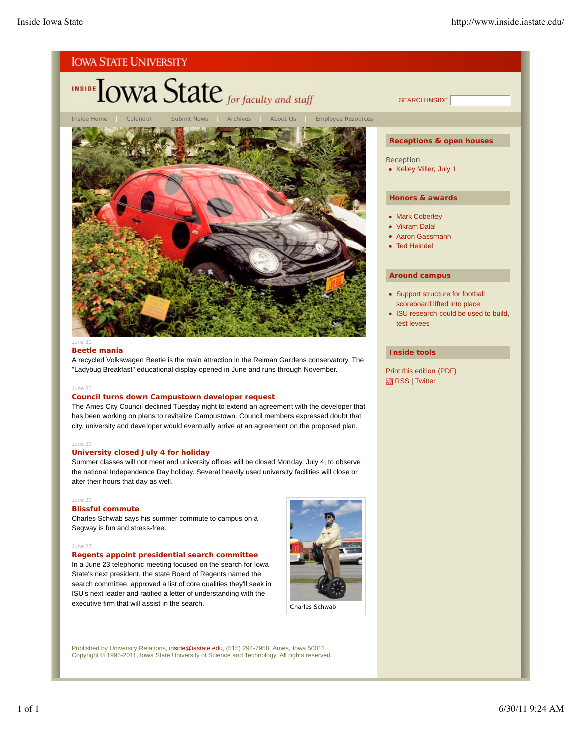IOWA STATE UNIVERSITY

# INSIDE Iowa State *for faculty and staff*

SEARCH INSIDE

Inside Home | Calendar | Submit News | Archives | About Us | Employee Resources

June 30

## Beetle mania

A recycled Volkswagen Beetle is the main attraction in the Reiman Gardens conservatory. The "Ladybug Breakfast" educational display opened in June and runs through November.

June 30

## Council turns down Campustown developer request

The Ames City Council declined Tuesday night to extend an agreement with the developer that has been working on plans to revitalize Campustown. Council members expressed doubt that city, university and developer would eventually arrive at an agreement on the proposed plan.

June 30

## University closed July 4 for holiday

Summer classes will not meet and university offices will be closed Monday, July 4, to observe the national Independence Day holiday. Several heavily used university facilities will close or alter their hours that day as well.

June 30

## Blissful commute

Charles Schwab says his summer commute to campus on a Segway is fun and stress-free.

Charles Schwab

June 27

## Regents appoint presidential search committee

In a June 23 telephonic meeting focused on the search for Iowa State's next president, the state Board of Regents named the search committee, approved a list of core qualities they'll seek in ISU's next leader and ratified a letter of understanding with the executive firm that will assist in the search.

### Receptions & open houses

Reception

- Kelley Miller, July 1

### Honors & awards

- Mark Coberley
- Vikram Dalal
- Aaron Gassmann
- Ted Heindel

### Around campus

- Support structure for football scoreboard lifted into place
- ISU research could be used to build, test levees

### Inside tools

Print this edition (PDF)

RSS | Twitter

Published by University Relations, inside@iastate.edu, (515) 294-7958, Ames, Iowa 50011.
Copyright © 1995-2011, Iowa State University of Science and Technology. All rights reserved.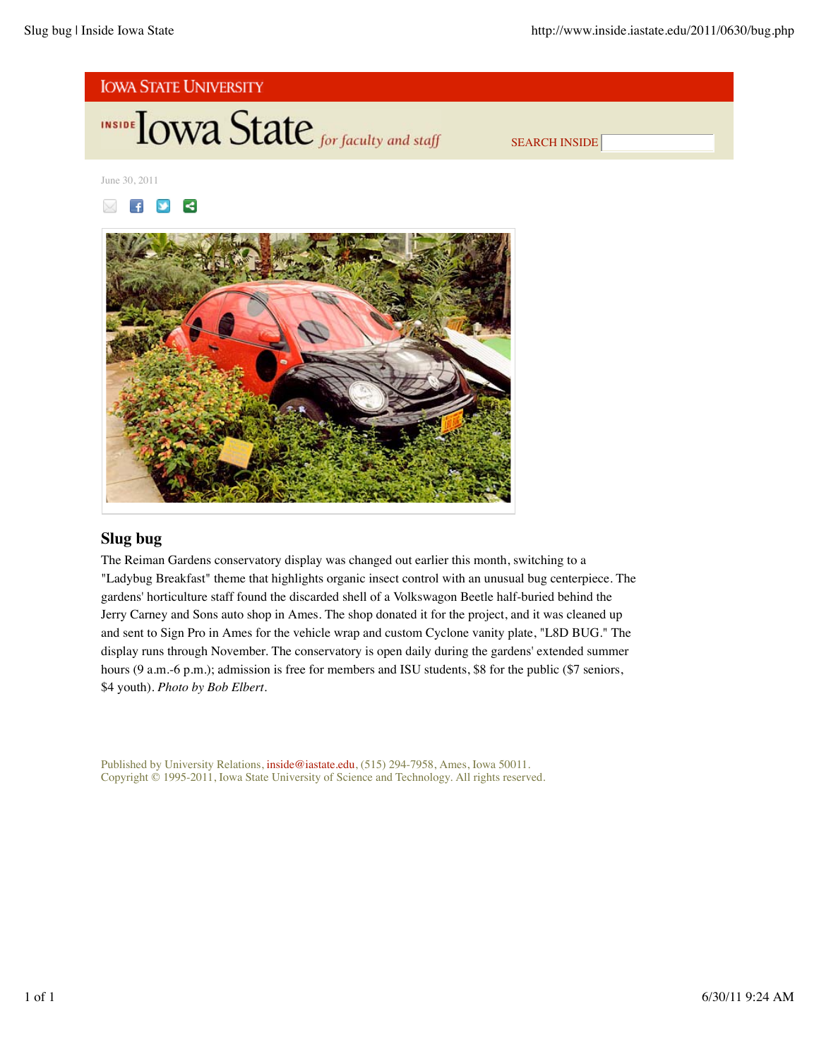IOWA STATE UNIVERSITY

INSIDE Iowa State *for faculty and staff*

SEARCH INSIDE

June 30, 2011

## Slug bug

The Reiman Gardens conservatory display was changed out earlier this month, switching to a "Ladybug Breakfast" theme that highlights organic insect control with an unusual bug centerpiece. The gardens' horticulture staff found the discarded shell of a Volkswagon Beetle half-buried behind the Jerry Carney and Sons auto shop in Ames. The shop donated it for the project, and it was cleaned up and sent to Sign Pro in Ames for the vehicle wrap and custom Cyclone vanity plate, "L8D BUG." The display runs through November. The conservatory is open daily during the gardens' extended summer hours (9 a.m.-6 p.m.); admission is free for members and ISU students, $8 for the public ($7 seniors, $4 youth). *Photo by Bob Elbert*.

Published by University Relations, inside@iastate.edu, (515) 294-7958, Ames, Iowa 50011.
Copyright © 1995-2011, Iowa State University of Science and Technology. All rights reserved.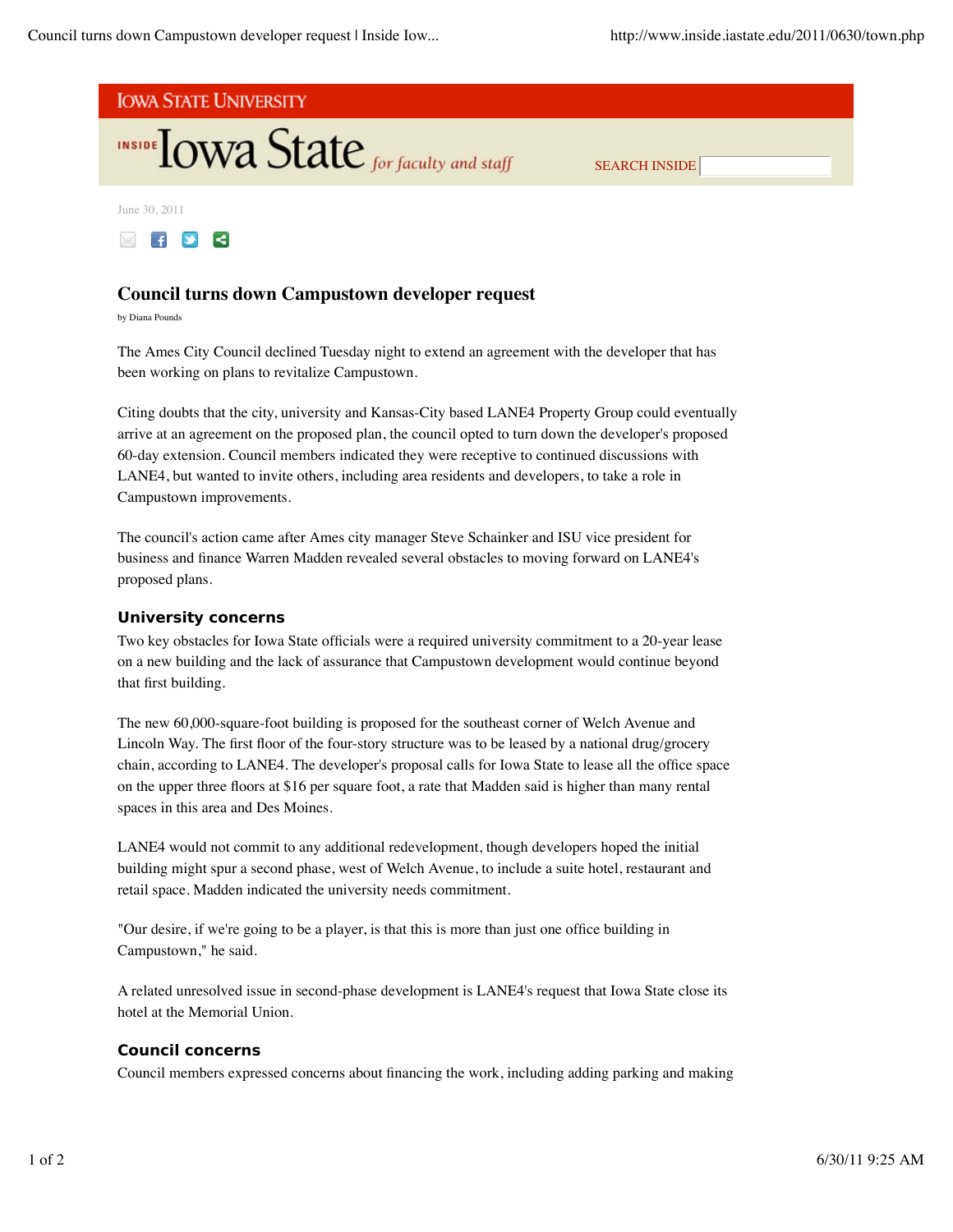IOWA STATE UNIVERSITY

INSIDE Iowa State *for faculty and staff*

June 30, 2011

# Council turns down Campustown developer request

by Diana Pounds

The Ames City Council declined Tuesday night to extend an agreement with the developer that has been working on plans to revitalize Campustown.

Citing doubts that the city, university and Kansas-City based LANE4 Property Group could eventually arrive at an agreement on the proposed plan, the council opted to turn down the developer's proposed 60-day extension. Council members indicated they were receptive to continued discussions with LANE4, but wanted to invite others, including area residents and developers, to take a role in Campustown improvements.

The council's action came after Ames city manager Steve Schainker and ISU vice president for business and finance Warren Madden revealed several obstacles to moving forward on LANE4's proposed plans.

## University concerns

Two key obstacles for Iowa State officials were a required university commitment to a 20-year lease on a new building and the lack of assurance that Campustown development would continue beyond that first building.

The new 60,000-square-foot building is proposed for the southeast corner of Welch Avenue and Lincoln Way. The first floor of the four-story structure was to be leased by a national drug/grocery chain, according to LANE4. The developer's proposal calls for Iowa State to lease all the office space on the upper three floors at $16 per square foot, a rate that Madden said is higher than many rental spaces in this area and Des Moines.

LANE4 would not commit to any additional redevelopment, though developers hoped the initial building might spur a second phase, west of Welch Avenue, to include a suite hotel, restaurant and retail space. Madden indicated the university needs commitment.

"Our desire, if we're going to be a player, is that this is more than just one office building in Campustown," he said.

A related unresolved issue in second-phase development is LANE4's request that Iowa State close its hotel at the Memorial Union.

## Council concerns

Council members expressed concerns about financing the work, including adding parking and making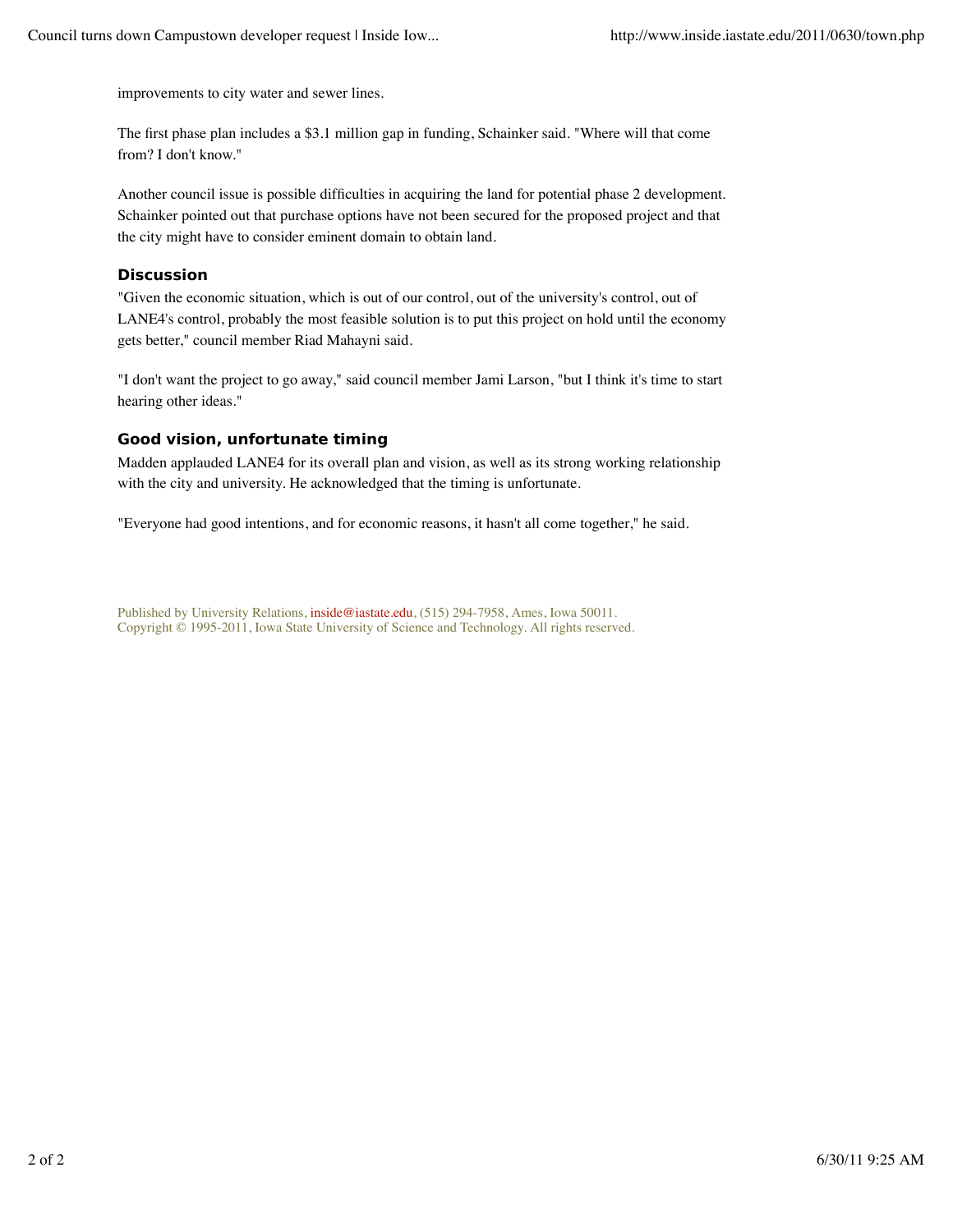improvements to city water and sewer lines.

The first phase plan includes a $3.1 million gap in funding, Schainker said. "Where will that come from? I don't know."

Another council issue is possible difficulties in acquiring the land for potential phase 2 development. Schainker pointed out that purchase options have not been secured for the proposed project and that the city might have to consider eminent domain to obtain land.

### Discussion

"Given the economic situation, which is out of our control, out of the university's control, out of LANE4's control, probably the most feasible solution is to put this project on hold until the economy gets better," council member Riad Mahayni said.

"I don't want the project to go away," said council member Jami Larson, "but I think it's time to start hearing other ideas."

### Good vision, unfortunate timing

Madden applauded LANE4 for its overall plan and vision, as well as its strong working relationship with the city and university. He acknowledged that the timing is unfortunate.

"Everyone had good intentions, and for economic reasons, it hasn't all come together," he said.

Published by University Relations, inside@iastate.edu, (515) 294-7958, Ames, Iowa 50011.
Copyright © 1995-2011, Iowa State University of Science and Technology. All rights reserved.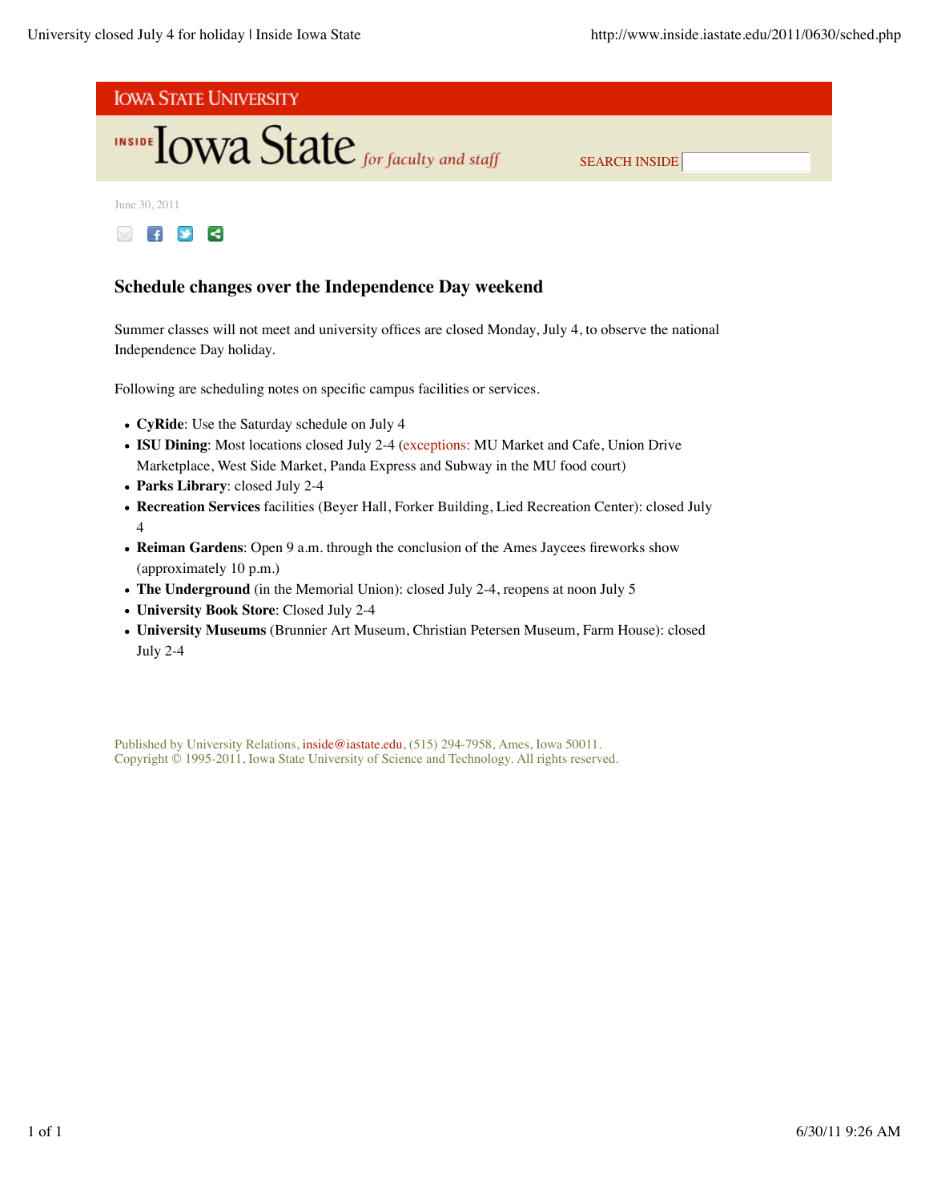# Iowa State University

## Inside Iowa State *for faculty and staff*

SEARCH INSIDE

June 30, 2011

### Schedule changes over the Independence Day weekend

Summer classes will not meet and university offices are closed Monday, July 4, to observe the national Independence Day holiday.

Following are scheduling notes on specific campus facilities or services.

- **CyRide**: Use the Saturday schedule on July 4
- **ISU Dining**: Most locations closed July 2-4 (exceptions: MU Market and Cafe, Union Drive Marketplace, West Side Market, Panda Express and Subway in the MU food court)
- **Parks Library**: closed July 2-4
- **Recreation Services** facilities (Beyer Hall, Forker Building, Lied Recreation Center): closed July 4
- **Reiman Gardens**: Open 9 a.m. through the conclusion of the Ames Jaycees fireworks show (approximately 10 p.m.)
- **The Underground** (in the Memorial Union): closed July 2-4, reopens at noon July 5
- **University Book Store**: Closed July 2-4
- **University Museums** (Brunnier Art Museum, Christian Petersen Museum, Farm House): closed July 2-4

Published by University Relations, inside@iastate.edu, (515) 294-7958, Ames, Iowa 50011.
Copyright © 1995-2011, Iowa State University of Science and Technology. All rights reserved.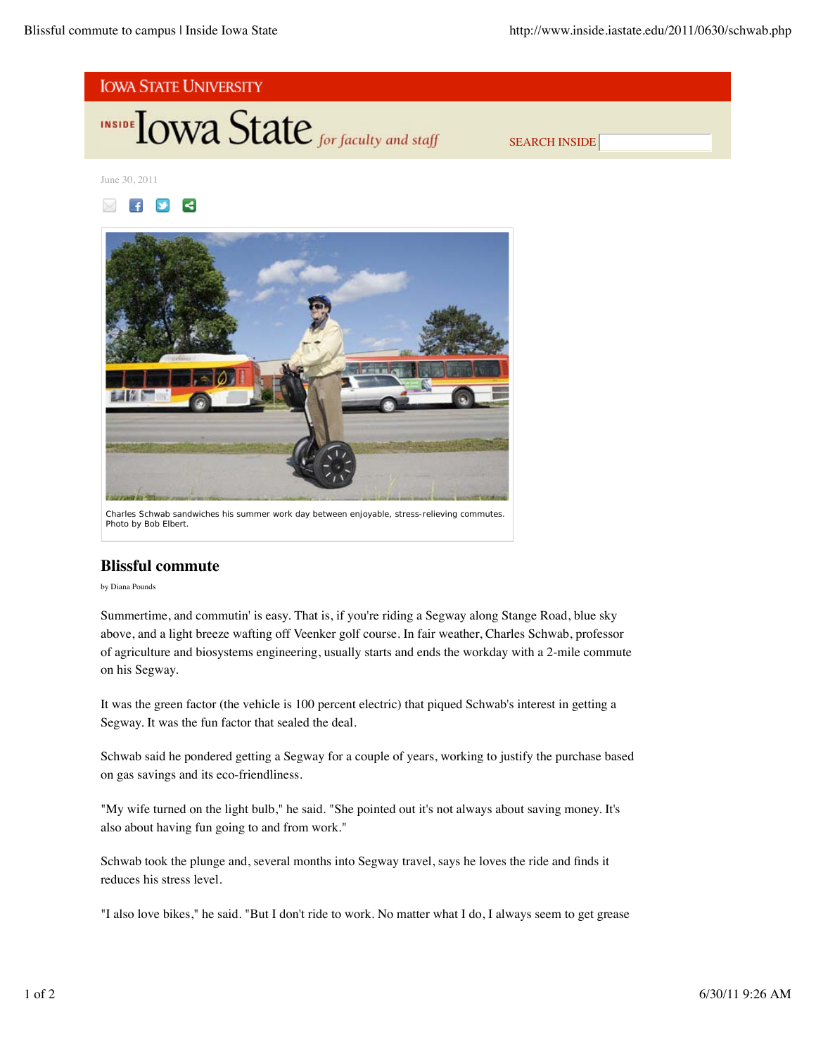IOWA STATE UNIVERSITY

INSIDE Iowa State *for faculty and staff*

SEARCH INSIDE

June 30, 2011

Charles Schwab sandwiches his summer work day between enjoyable, stress-relieving commutes. Photo by Bob Elbert.

## Blissful commute

by Diana Pounds

Summertime, and commutin' is easy. That is, if you're riding a Segway along Stange Road, blue sky above, and a light breeze wafting off Veenker golf course. In fair weather, Charles Schwab, professor of agriculture and biosystems engineering, usually starts and ends the workday with a 2-mile commute on his Segway.

It was the green factor (the vehicle is 100 percent electric) that piqued Schwab's interest in getting a Segway. It was the fun factor that sealed the deal.

Schwab said he pondered getting a Segway for a couple of years, working to justify the purchase based on gas savings and its eco-friendliness.

"My wife turned on the light bulb," he said. "She pointed out it's not always about saving money. It's also about having fun going to and from work."

Schwab took the plunge and, several months into Segway travel, says he loves the ride and finds it reduces his stress level.

"I also love bikes," he said. "But I don't ride to work. No matter what I do, I always seem to get grease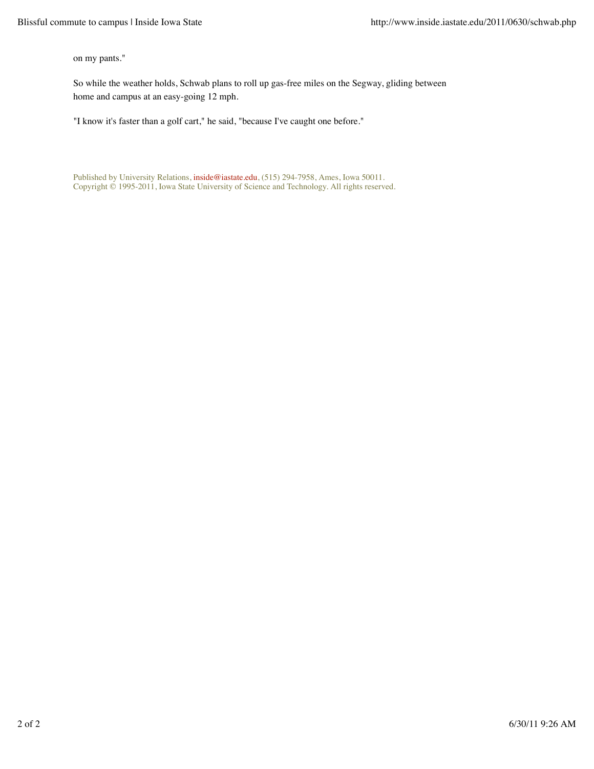on my pants."

So while the weather holds, Schwab plans to roll up gas-free miles on the Segway, gliding between home and campus at an easy-going 12 mph.

"I know it's faster than a golf cart," he said, "because I've caught one before."

Published by University Relations, inside@iastate.edu, (515) 294-7958, Ames, Iowa 50011.
Copyright © 1995-2011, Iowa State University of Science and Technology. All rights reserved.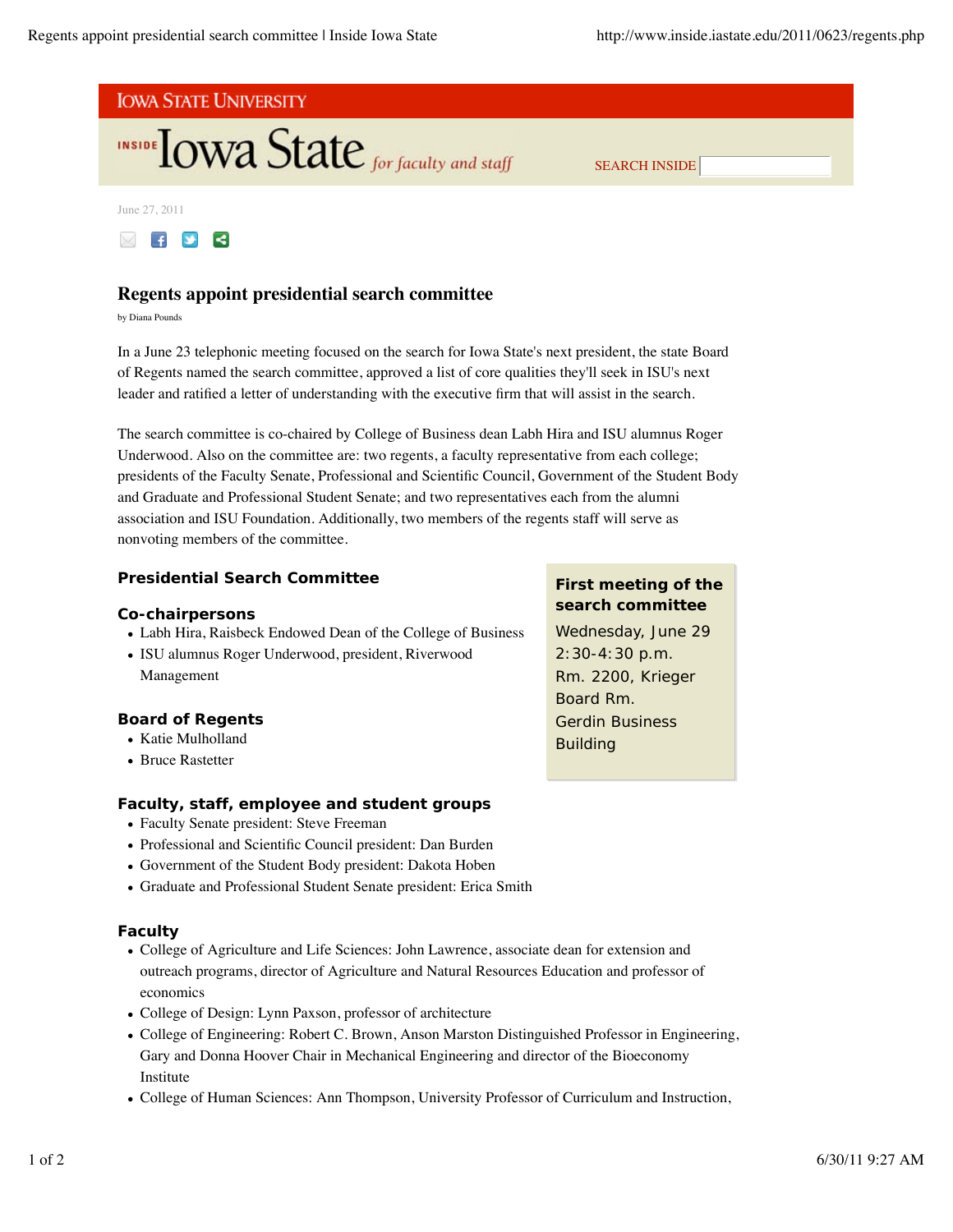# Iowa State University

## Inside Iowa State *for faculty and staff*

SEARCH INSIDE

June 27, 2011

## Regents appoint presidential search committee

by Diana Pounds

In a June 23 telephonic meeting focused on the search for Iowa State's next president, the state Board of Regents named the search committee, approved a list of core qualities they'll seek in ISU's next leader and ratified a letter of understanding with the executive firm that will assist in the search.

The search committee is co-chaired by College of Business dean Labh Hira and ISU alumnus Roger Underwood. Also on the committee are: two regents, a faculty representative from each college; presidents of the Faculty Senate, Professional and Scientific Council, Government of the Student Body and Graduate and Professional Student Senate; and two representatives each from the alumni association and ISU Foundation. Additionally, two members of the regents staff will serve as nonvoting members of the committee.

**First meeting of the search committee**

Wednesday, June 29
2:30-4:30 p.m.
Rm. 2200, Krieger Board Rm.
Gerdin Business Building

### Presidential Search Committee

#### Co-chairpersons

- Labh Hira, Raisbeck Endowed Dean of the College of Business
- ISU alumnus Roger Underwood, president, Riverwood Management

#### Board of Regents

- Katie Mulholland
- Bruce Rastetter

#### Faculty, staff, employee and student groups

- Faculty Senate president: Steve Freeman
- Professional and Scientific Council president: Dan Burden
- Government of the Student Body president: Dakota Hoben
- Graduate and Professional Student Senate president: Erica Smith

#### Faculty

- College of Agriculture and Life Sciences: John Lawrence, associate dean for extension and outreach programs, director of Agriculture and Natural Resources Education and professor of economics
- College of Design: Lynn Paxson, professor of architecture
- College of Engineering: Robert C. Brown, Anson Marston Distinguished Professor in Engineering, Gary and Donna Hoover Chair in Mechanical Engineering and director of the Bioeconomy Institute
- College of Human Sciences: Ann Thompson, University Professor of Curriculum and Instruction,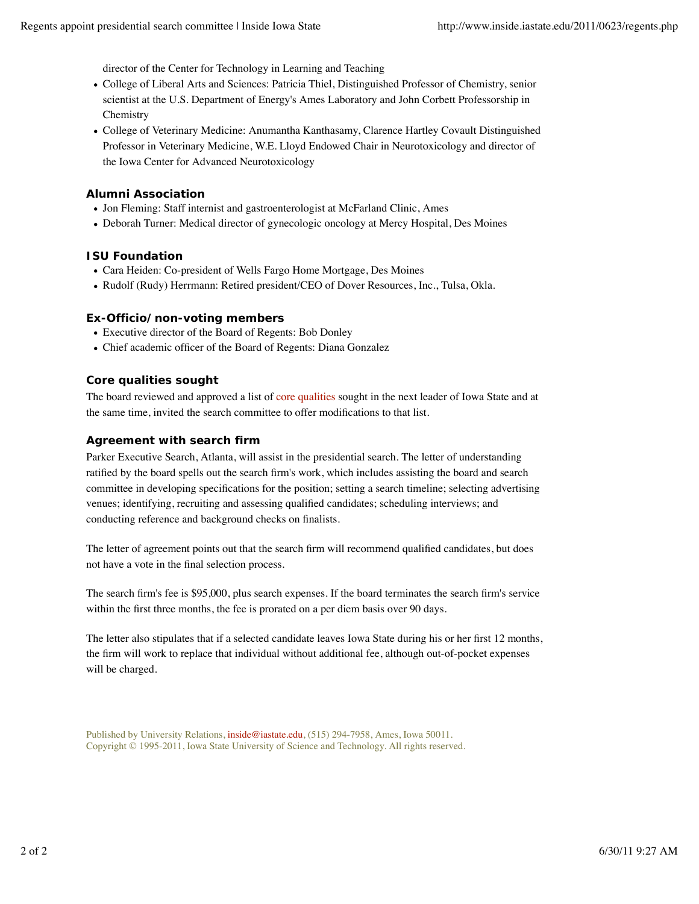director of the Center for Technology in Learning and Teaching

- College of Liberal Arts and Sciences: Patricia Thiel, Distinguished Professor of Chemistry, senior scientist at the U.S. Department of Energy's Ames Laboratory and John Corbett Professorship in Chemistry
- College of Veterinary Medicine: Anumantha Kanthasamy, Clarence Hartley Covault Distinguished Professor in Veterinary Medicine, W.E. Lloyd Endowed Chair in Neurotoxicology and director of the Iowa Center for Advanced Neurotoxicology

### Alumni Association

- Jon Fleming: Staff internist and gastroenterologist at McFarland Clinic, Ames
- Deborah Turner: Medical director of gynecologic oncology at Mercy Hospital, Des Moines

### ISU Foundation

- Cara Heiden: Co-president of Wells Fargo Home Mortgage, Des Moines
- Rudolf (Rudy) Herrmann: Retired president/CEO of Dover Resources, Inc., Tulsa, Okla.

### Ex-Officio/non-voting members

- Executive director of the Board of Regents: Bob Donley
- Chief academic officer of the Board of Regents: Diana Gonzalez

### Core qualities sought

The board reviewed and approved a list of core qualities sought in the next leader of Iowa State and at the same time, invited the search committee to offer modifications to that list.

### Agreement with search firm

Parker Executive Search, Atlanta, will assist in the presidential search. The letter of understanding ratified by the board spells out the search firm's work, which includes assisting the board and search committee in developing specifications for the position; setting a search timeline; selecting advertising venues; identifying, recruiting and assessing qualified candidates; scheduling interviews; and conducting reference and background checks on finalists.

The letter of agreement points out that the search firm will recommend qualified candidates, but does not have a vote in the final selection process.

The search firm's fee is $95,000, plus search expenses. If the board terminates the search firm's service within the first three months, the fee is prorated on a per diem basis over 90 days.

The letter also stipulates that if a selected candidate leaves Iowa State during his or her first 12 months, the firm will work to replace that individual without additional fee, although out-of-pocket expenses will be charged.

Published by University Relations, inside@iastate.edu, (515) 294-7958, Ames, Iowa 50011.
Copyright © 1995-2011, Iowa State University of Science and Technology. All rights reserved.